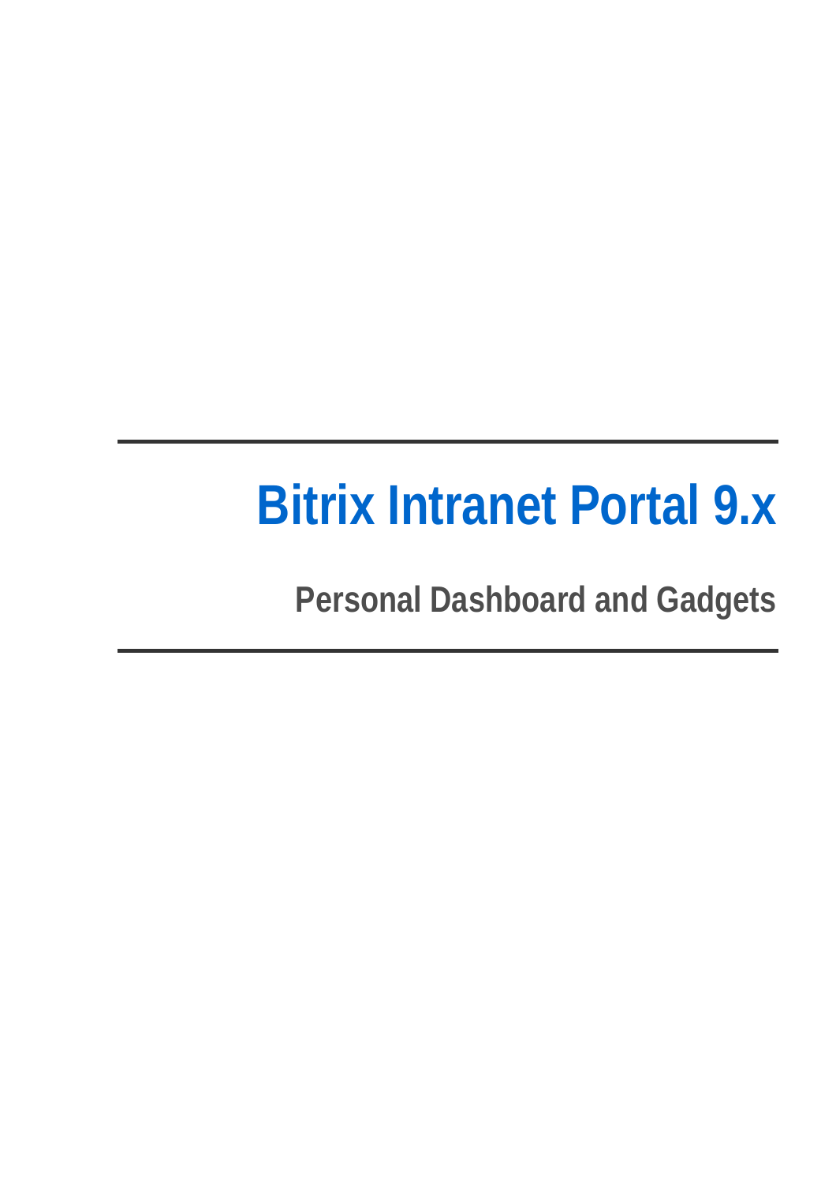# Bitrix Intranet Portal 9.x

## Personal Dashboard and Gadgets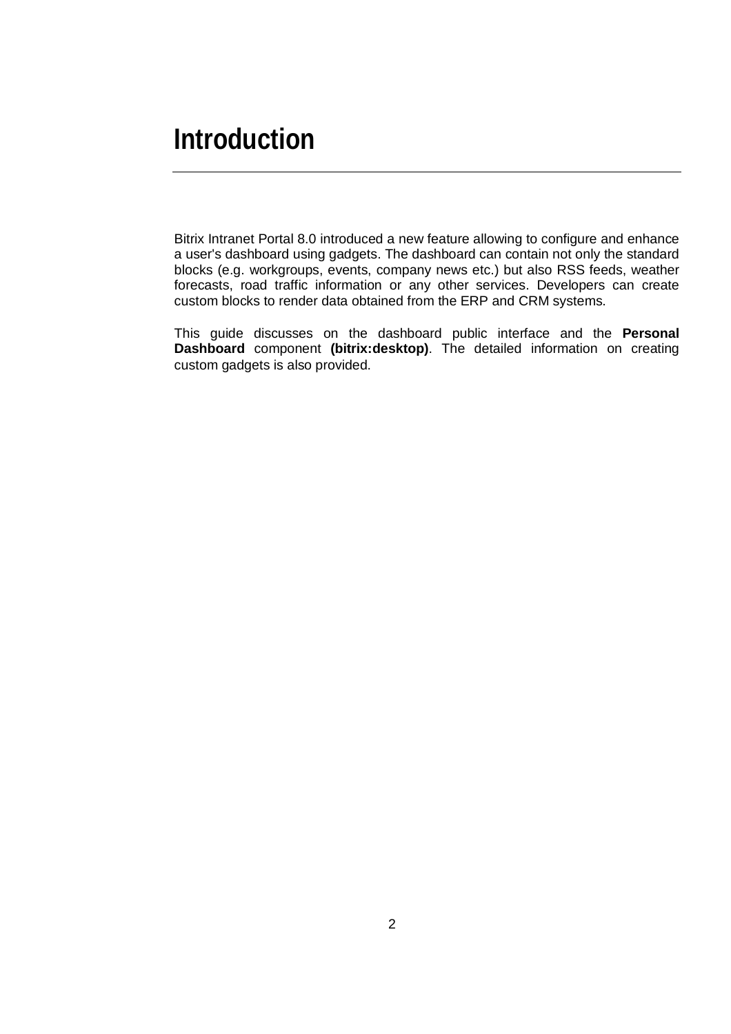# Introduction

Bitrix Intranet Portal 8.0 introduced a new feature allowing to configure and enhance a user's dashboard using gadgets. The dashboard can contain not only the standard blocks (e.g. workgroups, events, company news etc.) but also RSS feeds, weather forecasts, road traffic information or any other services. Developers can create custom blocks to render data obtained from the ERP and CRM systems.

This guide discusses on the dashboard public interface and the **Personal Dashboard** component **(bitrix:desktop)**. The detailed information on creating custom gadgets is also provided.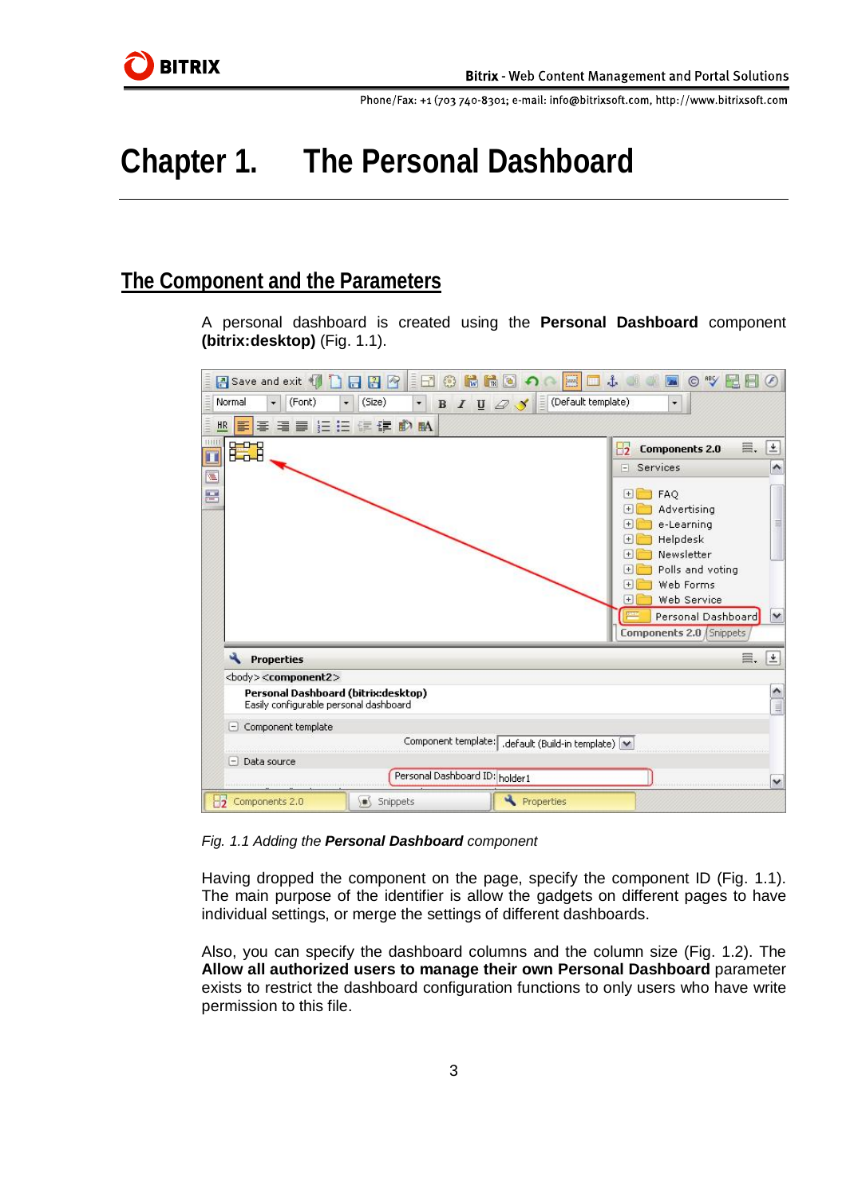# Chapter 1. The Personal Dashboard

## The Component and the Parameters

A personal dashboard is created using the **Personal Dashboard** component **(bitrix:desktop)** (Fig. 1.1).

*Fig. 1.1 Adding the **Personal Dashboard** component*

Having dropped the component on the page, specify the component ID (Fig. 1.1). The main purpose of the identifier is allow the gadgets on different pages to have individual settings, or merge the settings of different dashboards.

Also, you can specify the dashboard columns and the column size (Fig. 1.2). The **Allow all authorized users to manage their own Personal Dashboard** parameter exists to restrict the dashboard configuration functions to only users who have write permission to this file.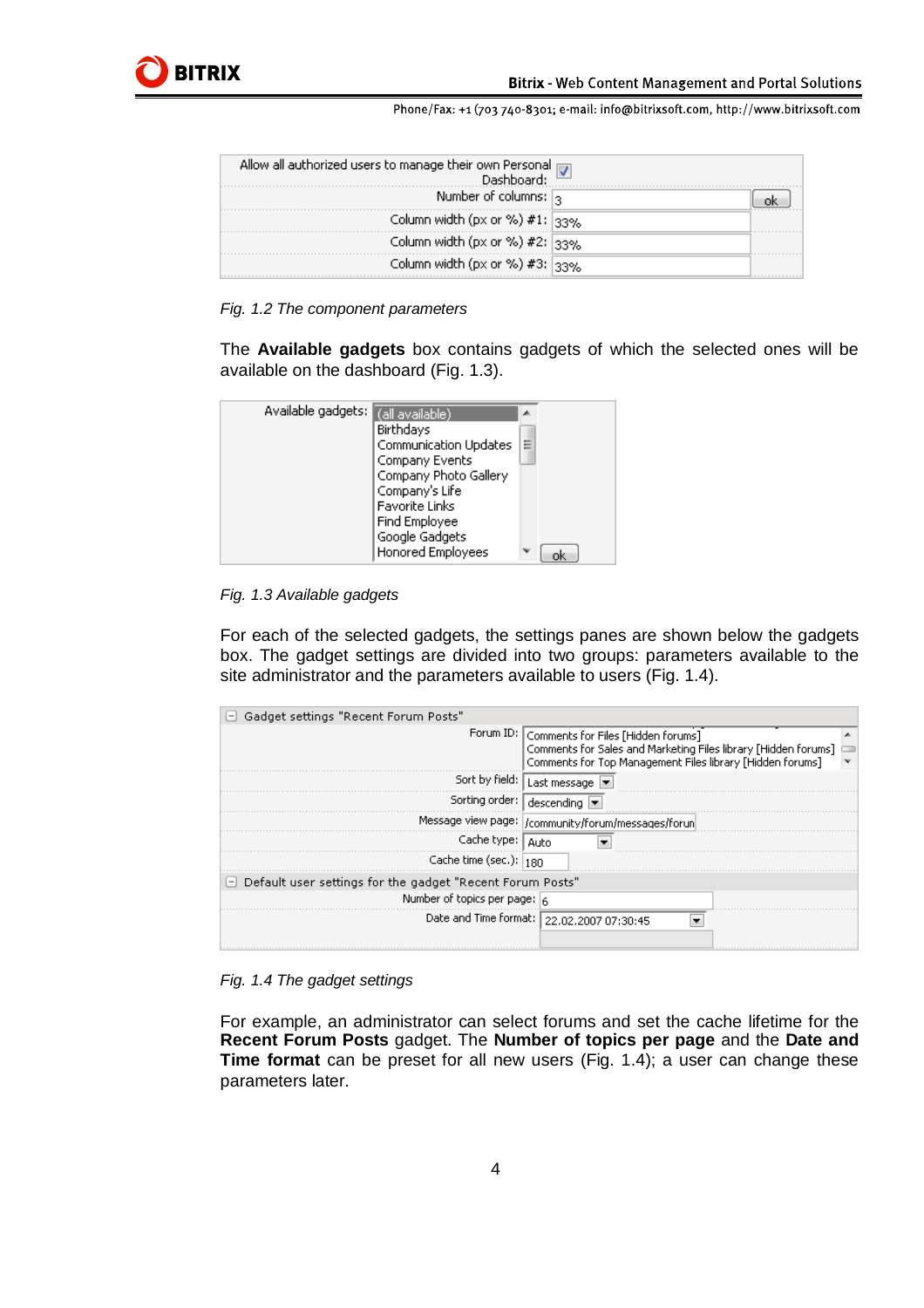Allow all authorized users to manage their own Personal Dashboard: ☑
Number of columns: 3 [ok]
Column width (px or %) #1: 33%
Column width (px or %) #2: 33%
Column width (px or %) #3: 33%

*Fig. 1.2 The component parameters*

The **Available gadgets** box contains gadgets of which the selected ones will be available on the dashboard (Fig. 1.3).

Available gadgets:
- (all available)
- Birthdays
- Communication Updates
- Company Events
- Company Photo Gallery
- Company's Life
- Favorite Links
- Find Employee
- Google Gadgets
- Honored Employees

[ok]

*Fig. 1.3 Available gadgets*

For each of the selected gadgets, the settings panes are shown below the gadgets box. The gadget settings are divided into two groups: parameters available to the site administrator and the parameters available to users (Fig. 1.4).

Gadget settings "Recent Forum Posts"

| Parameter | Value |
| --- | --- |
| Forum ID: | Comments for Files [Hidden forums]<br>Comments for Sales and Marketing Files library [Hidden forums]<br>Comments for Top Management Files library [Hidden forums] |
| Sort by field: | Last message |
| Sorting order: | descending |
| Message view page: | /community/forum/messages/forun |
| Cache type: | Auto |
| Cache time (sec.): | 180 |

Default user settings for the gadget "Recent Forum Posts"

| Parameter | Value |
| --- | --- |
| Number of topics per page: | 6 |
| Date and Time format: | 22.02.2007 07:30:45 |

*Fig. 1.4 The gadget settings*

For example, an administrator can select forums and set the cache lifetime for the **Recent Forum Posts** gadget. The **Number of topics per page** and the **Date and Time format** can be preset for all new users (Fig. 1.4); a user can change these parameters later.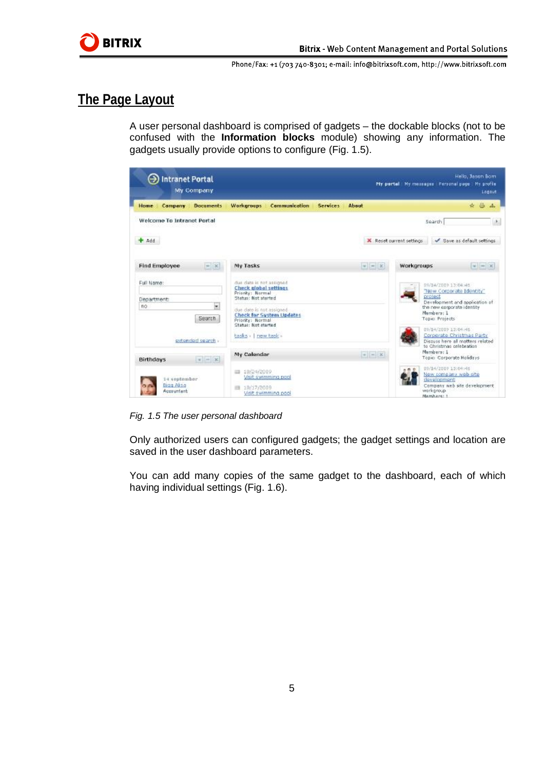# The Page Layout

A user personal dashboard is comprised of gadgets – the dockable blocks (not to be confused with the **Information blocks** module) showing any information. The gadgets usually provide options to configure (Fig. 1.5).

*Fig. 1.5 The user personal dashboard*

Only authorized users can configured gadgets; the gadget settings and location are saved in the user dashboard parameters.

You can add many copies of the same gadget to the dashboard, each of which having individual settings (Fig. 1.6).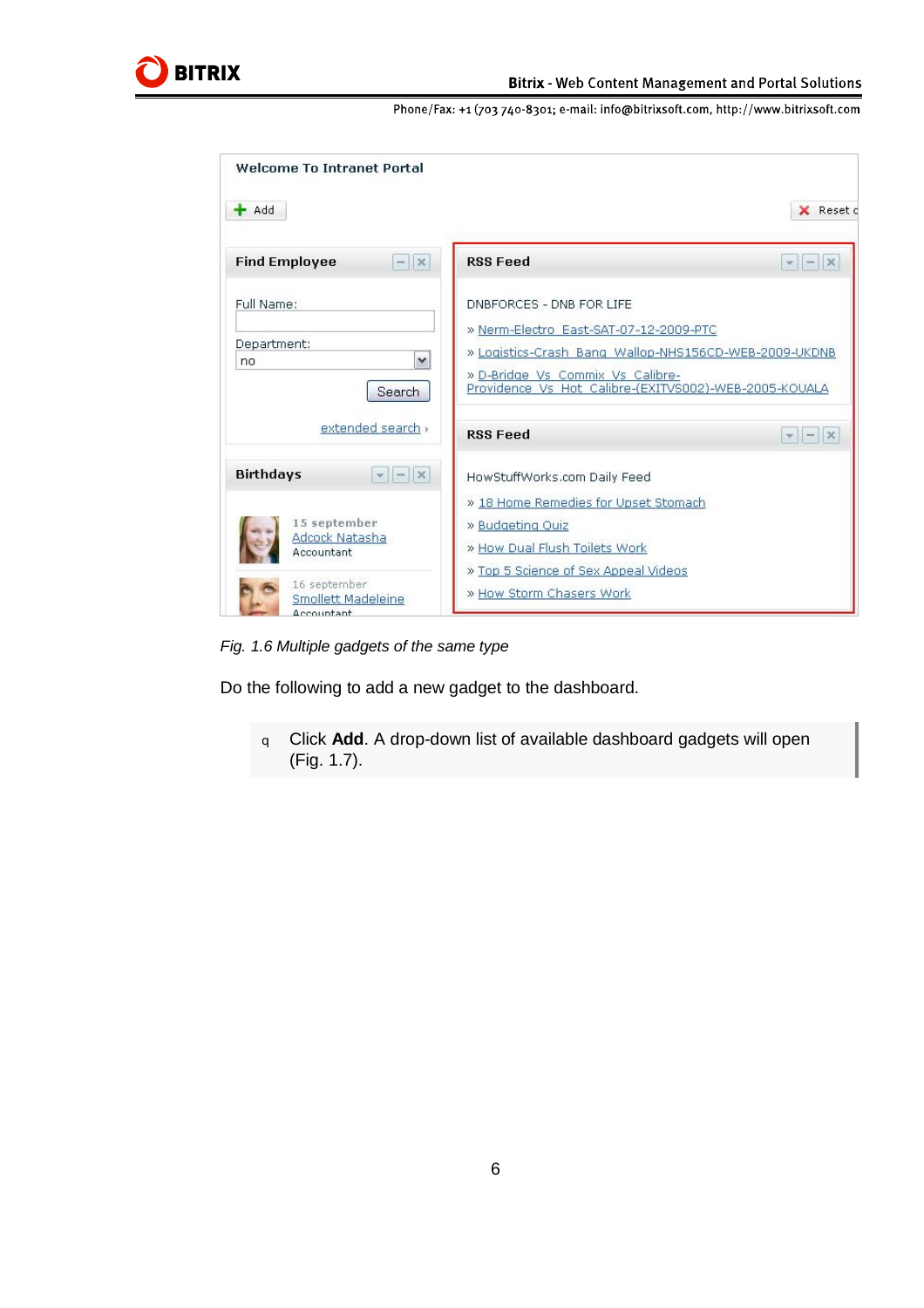*Fig. 1.6 Multiple gadgets of the same type*

Do the following to add a new gadget to the dashboard.

- Click **Add**. A drop-down list of available dashboard gadgets will open (Fig. 1.7).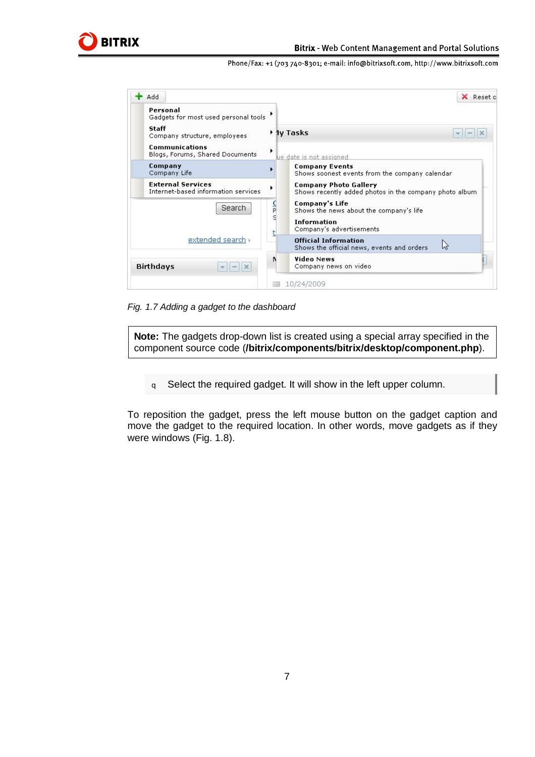*Fig. 1.7 Adding a gadget to the dashboard*

**Note:** The gadgets drop-down list is created using a special array specified in the component source code (**/bitrix/components/bitrix/desktop/component.php**).

- Select the required gadget. It will show in the left upper column.

To reposition the gadget, press the left mouse button on the gadget caption and move the gadget to the required location. In other words, move gadgets as if they were windows (Fig. 1.8).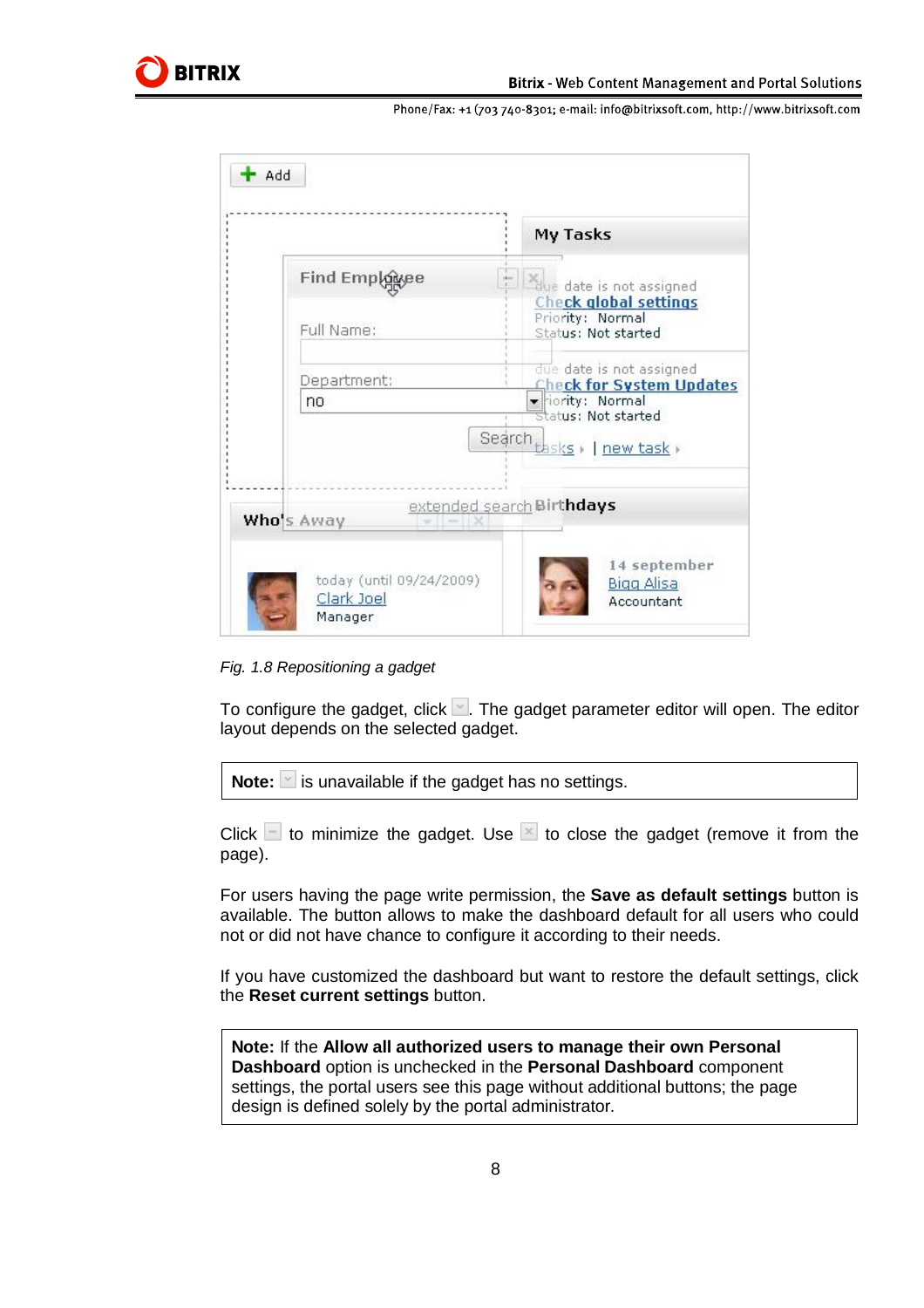*Fig. 1.8 Repositioning a gadget*

To configure the gadget, click ⌄. The gadget parameter editor will open. The editor layout depends on the selected gadget.

| **Note:** ⌄ is unavailable if the gadget has no settings. |
|---|

Click – to minimize the gadget. Use × to close the gadget (remove it from the page).

For users having the page write permission, the **Save as default settings** button is available. The button allows to make the dashboard default for all users who could not or did not have chance to configure it according to their needs.

If you have customized the dashboard but want to restore the default settings, click the **Reset current settings** button.

| **Note:** If the **Allow all authorized users to manage their own Personal Dashboard** option is unchecked in the **Personal Dashboard** component settings, the portal users see this page without additional buttons; the page design is defined solely by the portal administrator. |
|---|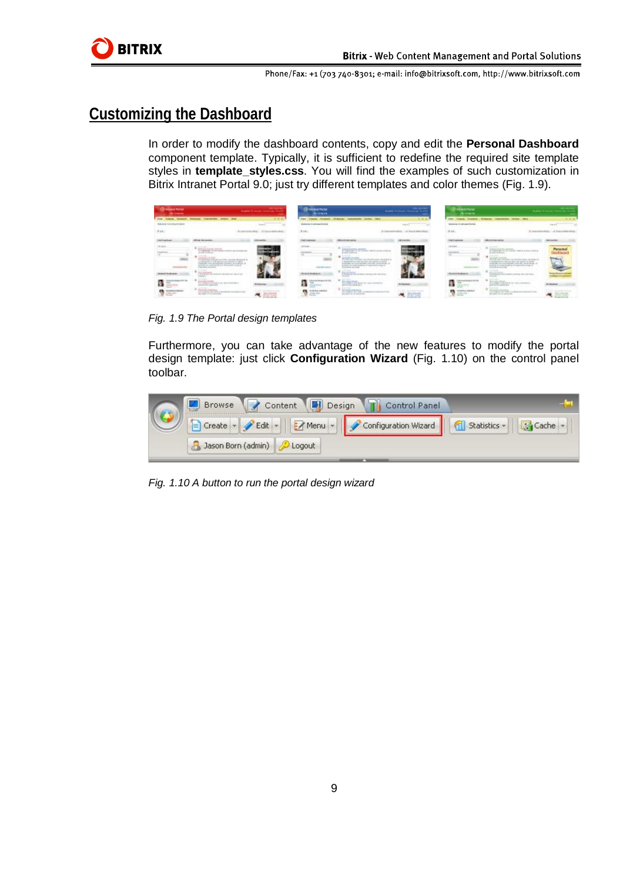## Customizing the Dashboard

In order to modify the dashboard contents, copy and edit the **Personal Dashboard** component template. Typically, it is sufficient to redefine the required site template styles in **template_styles.css**. You will find the examples of such customization in Bitrix Intranet Portal 9.0; just try different templates and color themes (Fig. 1.9).

*Fig. 1.9 The Portal design templates*

Furthermore, you can take advantage of the new features to modify the portal design template: just click **Configuration Wizard** (Fig. 1.10) on the control panel toolbar.

*Fig. 1.10 A button to run the portal design wizard*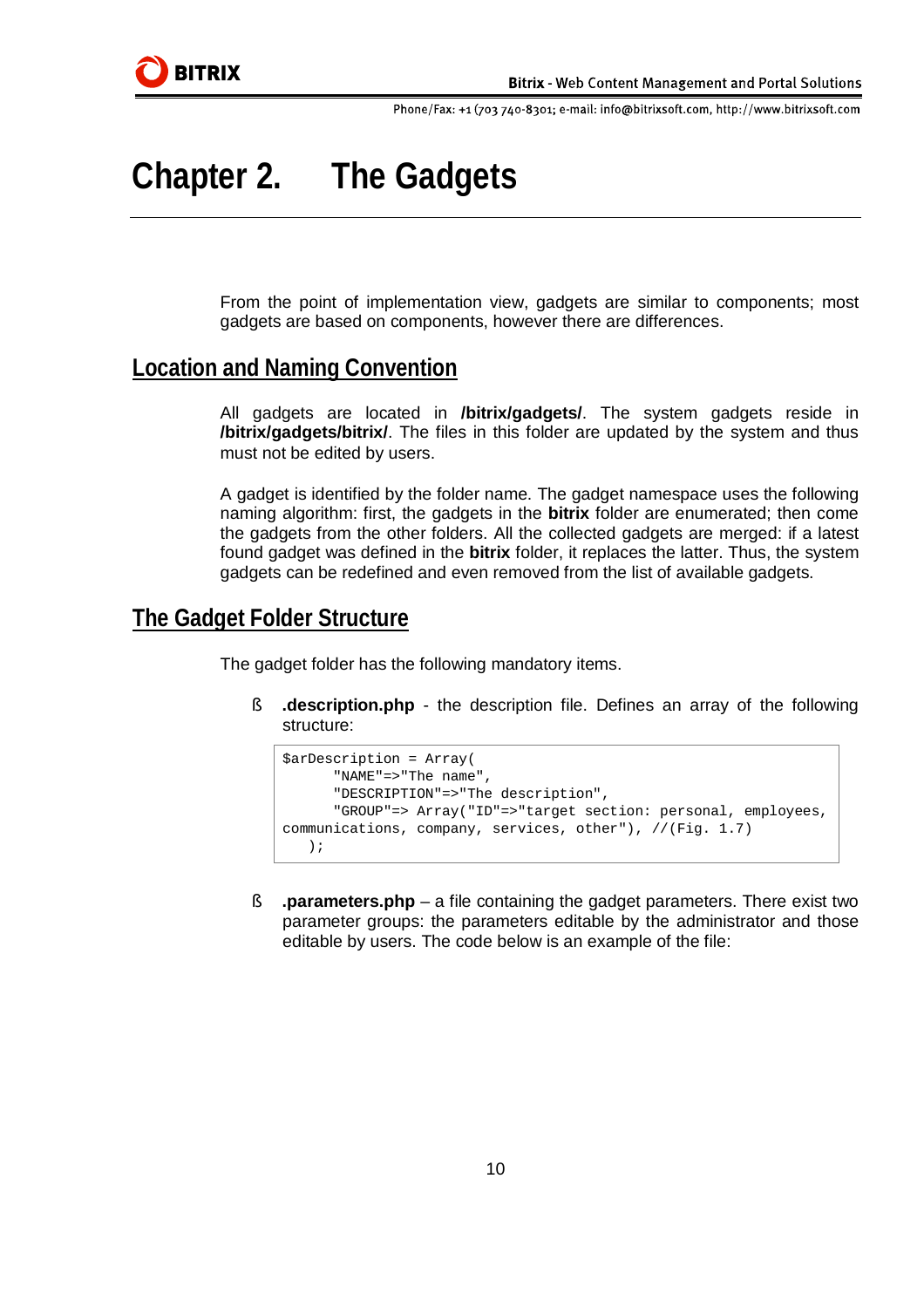# Chapter 2. The Gadgets

From the point of implementation view, gadgets are similar to components; most gadgets are based on components, however there are differences.

## Location and Naming Convention

All gadgets are located in **/bitrix/gadgets/**. The system gadgets reside in **/bitrix/gadgets/bitrix/**. The files in this folder are updated by the system and thus must not be edited by users.

A gadget is identified by the folder name. The gadget namespace uses the following naming algorithm: first, the gadgets in the **bitrix** folder are enumerated; then come the gadgets from the other folders. All the collected gadgets are merged: if a latest found gadget was defined in the **bitrix** folder, it replaces the latter. Thus, the system gadgets can be redefined and even removed from the list of available gadgets.

## The Gadget Folder Structure

The gadget folder has the following mandatory items.

- **.description.php** - the description file. Defines an array of the following structure:

```
$arDescription = Array(
      "NAME"=>"The name",
      "DESCRIPTION"=>"The description",
      "GROUP"=> Array("ID"=>"target section: personal, employees,
communications, company, services, other"), //(Fig. 1.7)
   );
```

- **.parameters.php** – a file containing the gadget parameters. There exist two parameter groups: the parameters editable by the administrator and those editable by users. The code below is an example of the file: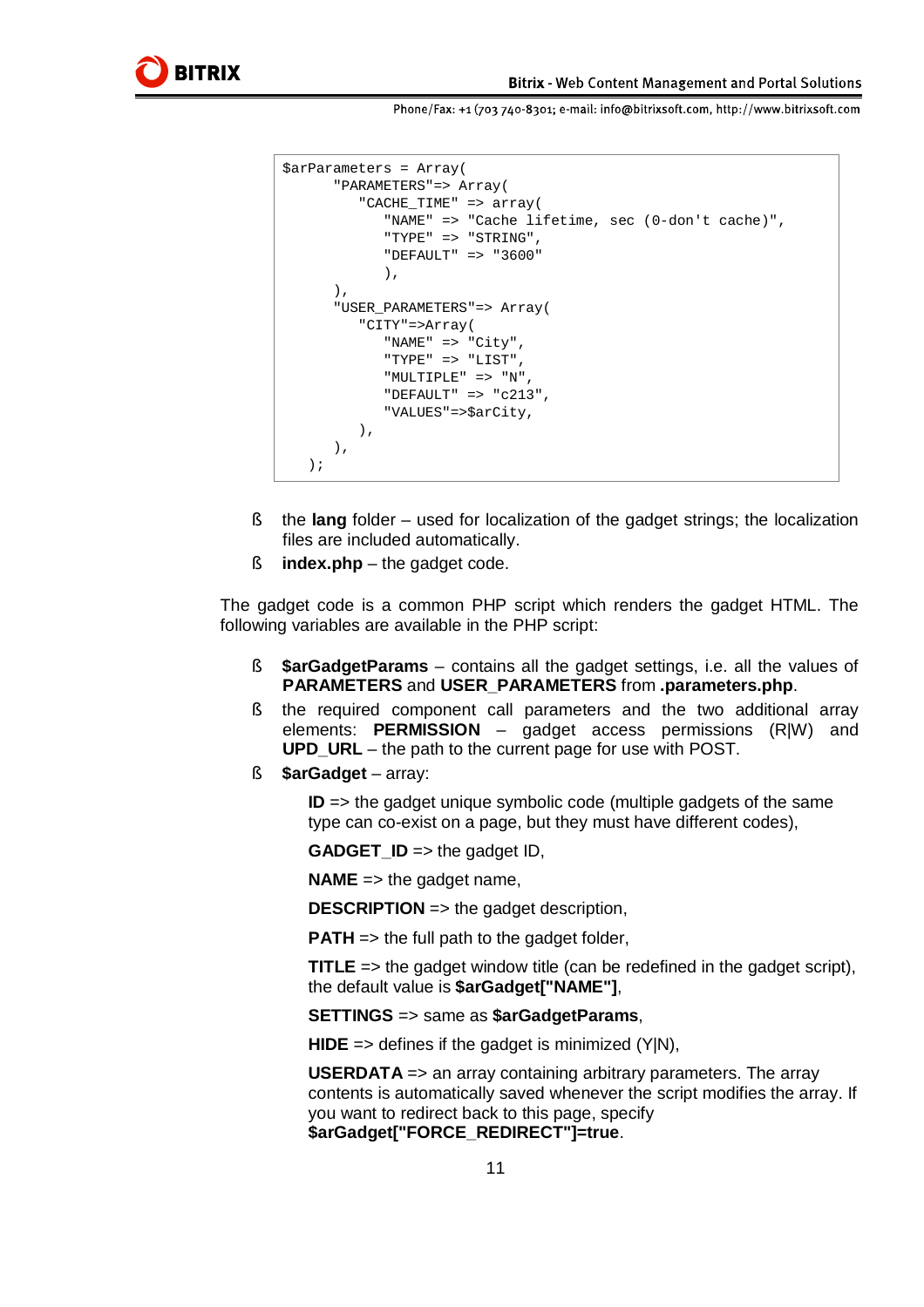```
$arParameters = Array(
      "PARAMETERS"=> Array(
         "CACHE_TIME" => array(
            "NAME" => "Cache lifetime, sec (0-don't cache)",
            "TYPE" => "STRING",
            "DEFAULT" => "3600"
            ),
      ),
      "USER_PARAMETERS"=> Array(
         "CITY"=>Array(
            "NAME" => "City",
            "TYPE" => "LIST",
            "MULTIPLE" => "N",
            "DEFAULT" => "c213",
            "VALUES"=>$arCity,
         ),
      ),
   );
```

- the **lang** folder – used for localization of the gadget strings; the localization files are included automatically.
- **index.php** – the gadget code.

The gadget code is a common PHP script which renders the gadget HTML. The following variables are available in the PHP script:

- **$arGadgetParams** – contains all the gadget settings, i.e. all the values of **PARAMETERS** and **USER_PARAMETERS** from **.parameters.php**.
- the required component call parameters and the two additional array elements: **PERMISSION** – gadget access permissions (R|W) and **UPD_URL** – the path to the current page for use with POST.
- **$arGadget** – array:

  **ID** => the gadget unique symbolic code (multiple gadgets of the same type can co-exist on a page, but they must have different codes),

  **GADGET_ID** => the gadget ID,

  **NAME** => the gadget name,

  **DESCRIPTION** => the gadget description,

  **PATH** => the full path to the gadget folder,

  **TITLE** => the gadget window title (can be redefined in the gadget script), the default value is **$arGadget["NAME"]**,

  **SETTINGS** => same as **$arGadgetParams**,

  **HIDE** => defines if the gadget is minimized (Y|N),

  **USERDATA** => an array containing arbitrary parameters. The array contents is automatically saved whenever the script modifies the array. If you want to redirect back to this page, specify **$arGadget["FORCE_REDIRECT"]=true**.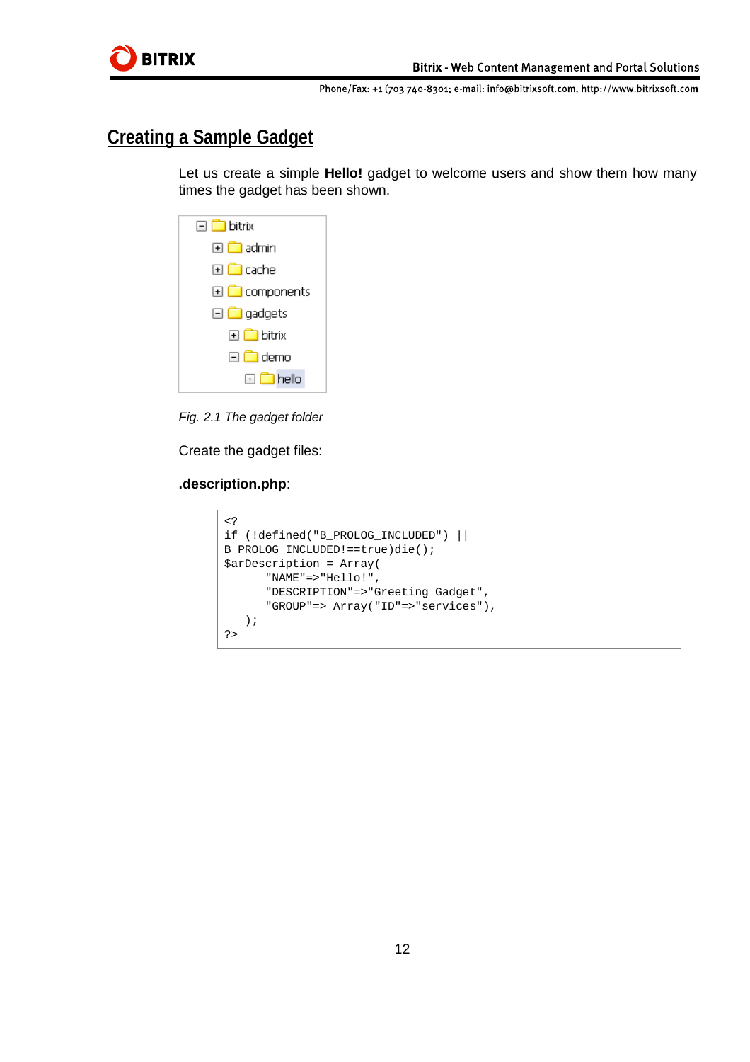## Creating a Sample Gadget

Let us create a simple **Hello!** gadget to welcome users and show them how many times the gadget has been shown.

```
bitrix
  admin
  cache
  components
  gadgets
    bitrix
    demo
      hello
```

*Fig. 2.1 The gadget folder*

Create the gadget files:

**.description.php**:

```
<?
if (!defined("B_PROLOG_INCLUDED") ||
B_PROLOG_INCLUDED!==true)die();
$arDescription = Array(
      "NAME"=>"Hello!",
      "DESCRIPTION"=>"Greeting Gadget",
      "GROUP"=> Array("ID"=>"services"),
   );
?>
```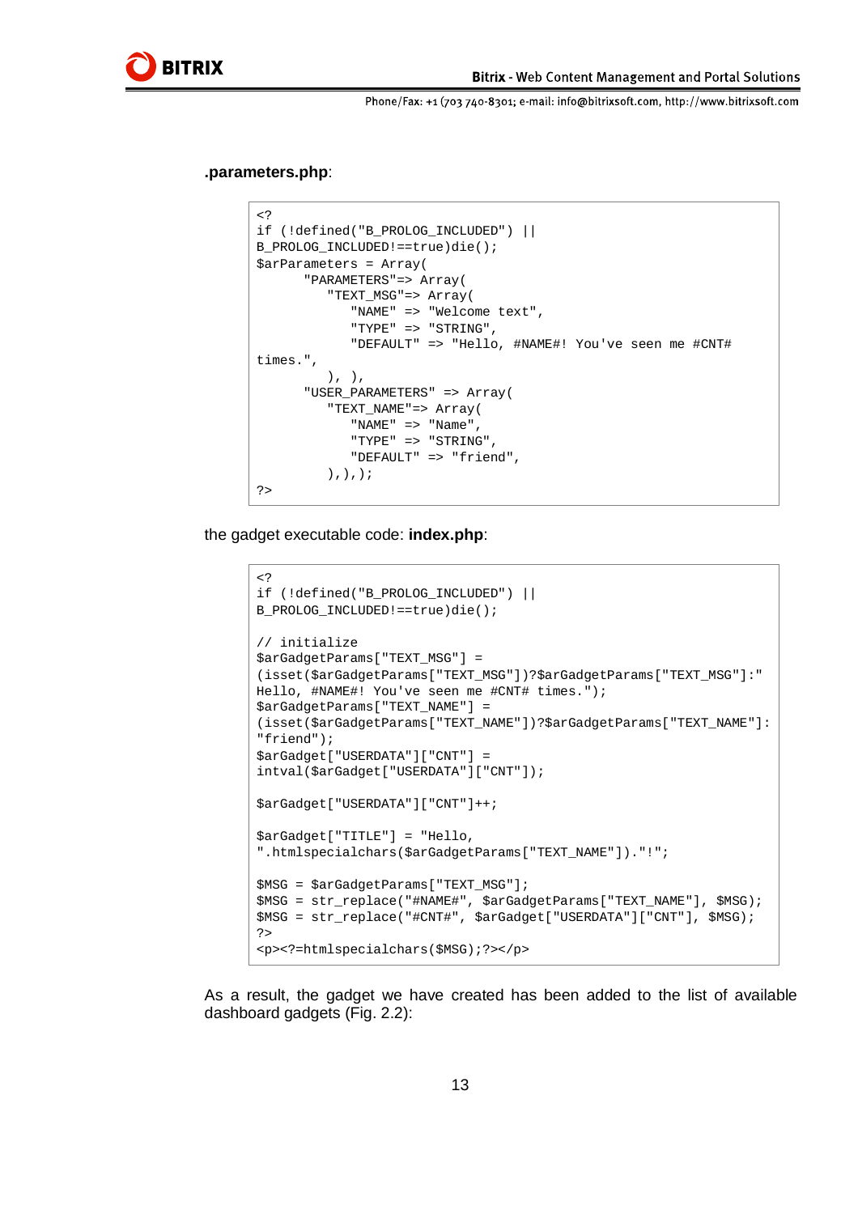**.parameters.php**:

```
<?
if (!defined("B_PROLOG_INCLUDED") ||
B_PROLOG_INCLUDED!==true)die();
$arParameters = Array(
      "PARAMETERS"=> Array(
         "TEXT_MSG"=> Array(
            "NAME" => "Welcome text",
            "TYPE" => "STRING",
            "DEFAULT" => "Hello, #NAME#! You've seen me #CNT#
times.",
         ), ),
      "USER_PARAMETERS" => Array(
         "TEXT_NAME"=> Array(
            "NAME" => "Name",
            "TYPE" => "STRING",
            "DEFAULT" => "friend",
         ),),);
?>
```

the gadget executable code: **index.php**:

```
<?
if (!defined("B_PROLOG_INCLUDED") ||
B_PROLOG_INCLUDED!==true)die();

// initialize
$arGadgetParams["TEXT_MSG"] =
(isset($arGadgetParams["TEXT_MSG"])?$arGadgetParams["TEXT_MSG"]:"
Hello, #NAME#! You've seen me #CNT# times.");
$arGadgetParams["TEXT_NAME"] =
(isset($arGadgetParams["TEXT_NAME"])?$arGadgetParams["TEXT_NAME"]:
"friend");
$arGadget["USERDATA"]["CNT"] =
intval($arGadget["USERDATA"]["CNT"]);

$arGadget["USERDATA"]["CNT"]++;

$arGadget["TITLE"] = "Hello,
".htmlspecialchars($arGadgetParams["TEXT_NAME"])."!";

$MSG = $arGadgetParams["TEXT_MSG"];
$MSG = str_replace("#NAME#", $arGadgetParams["TEXT_NAME"], $MSG);
$MSG = str_replace("#CNT#", $arGadget["USERDATA"]["CNT"], $MSG);
?>
<p><?=htmlspecialchars($MSG);?></p>
```

As a result, the gadget we have created has been added to the list of available dashboard gadgets (Fig. 2.2):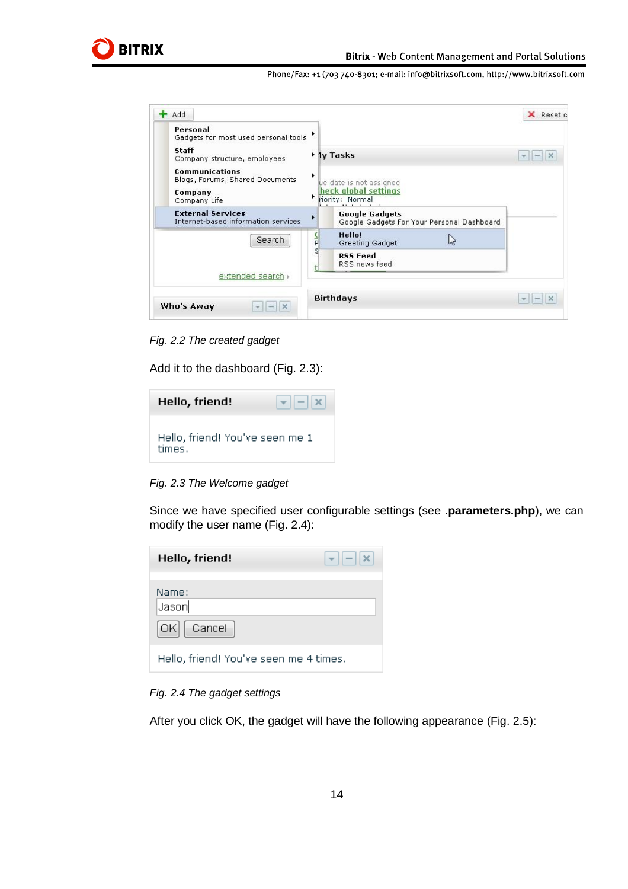*Fig. 2.2 The created gadget*

Add it to the dashboard (Fig. 2.3):

*Fig. 2.3 The Welcome gadget*

Since we have specified user configurable settings (see **.parameters.php**), we can modify the user name (Fig. 2.4):

*Fig. 2.4 The gadget settings*

After you click OK, the gadget will have the following appearance (Fig. 2.5):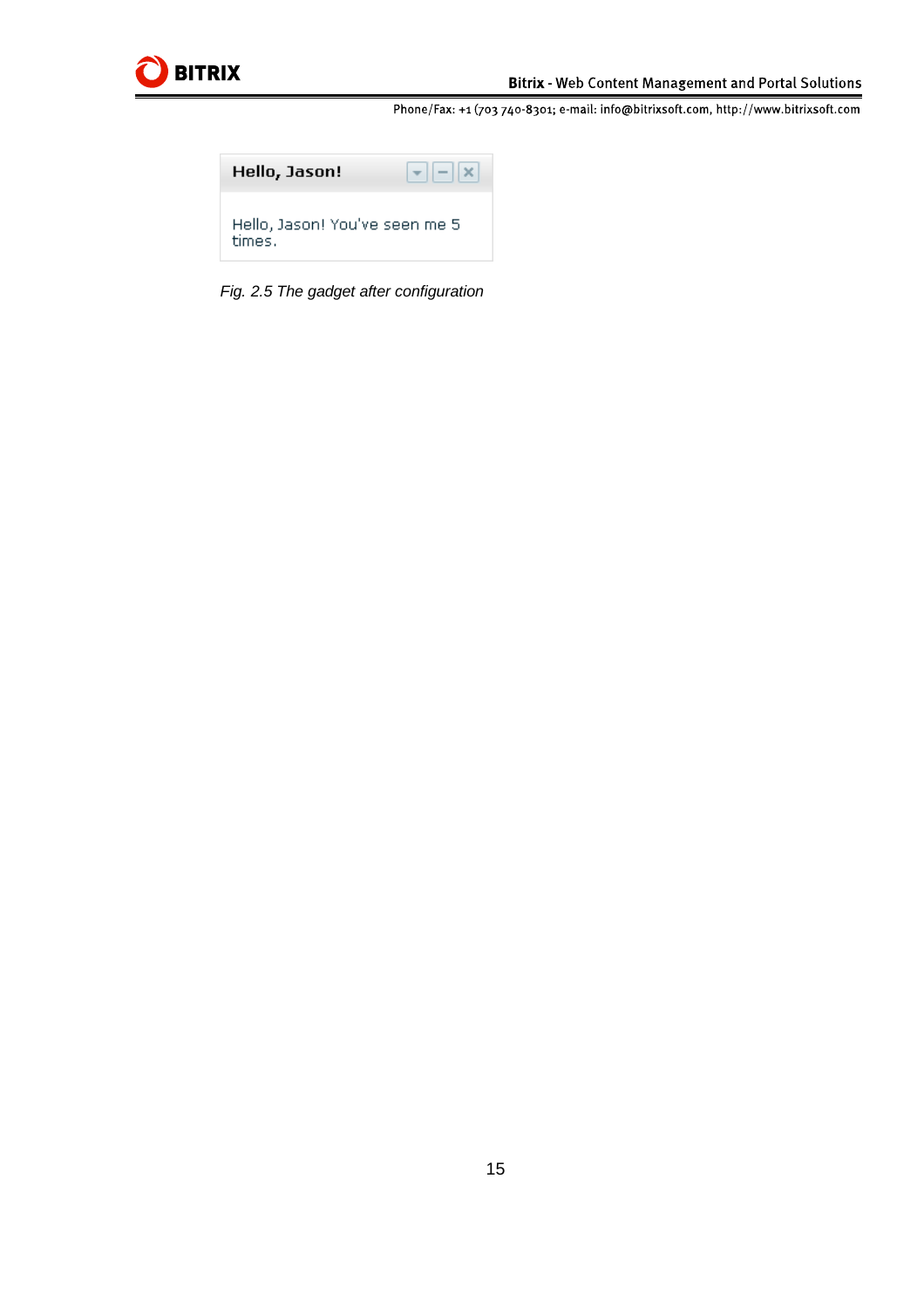**Hello, Jason!**

Hello, Jason! You've seen me 5 times.

*Fig. 2.5 The gadget after configuration*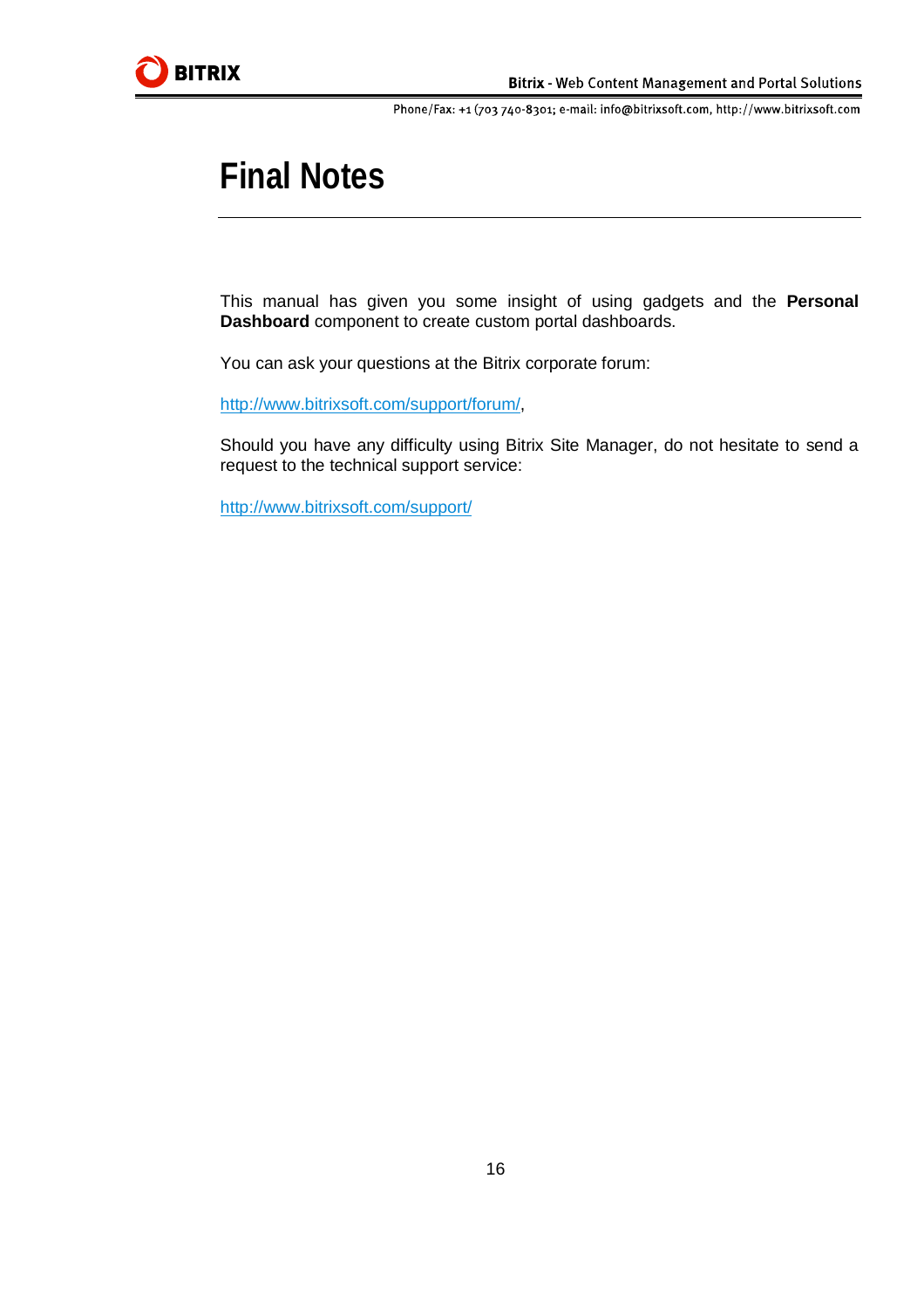# Final Notes

This manual has given you some insight of using gadgets and the **Personal Dashboard** component to create custom portal dashboards.

You can ask your questions at the Bitrix corporate forum:

http://www.bitrixsoft.com/support/forum/,

Should you have any difficulty using Bitrix Site Manager, do not hesitate to send a request to the technical support service:

http://www.bitrixsoft.com/support/